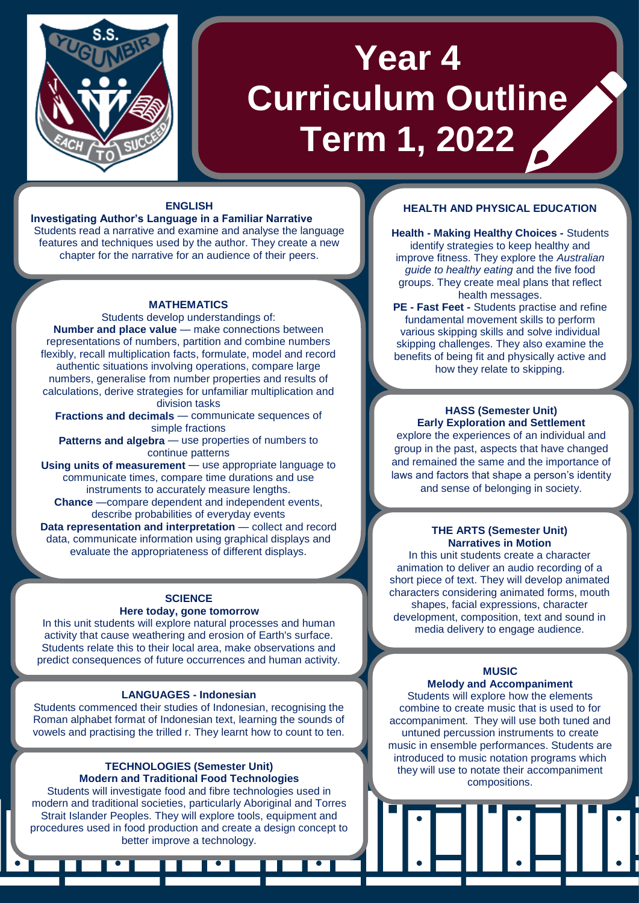# Year 4 Curriculum Outline Term 1, 2022

## ENGLISH

**Investigating Author's Language in a Familiar Narrative**

Students read a narrative and examine and analyse the language features and techniques used by the author. They create a new chapter for the narrative for an audience of their peers.

## MATHEMATICS

Students develop understandings of:

**Number and place value** — make connections between representations of numbers, partition and combine numbers flexibly, recall multiplication facts, formulate, model and record authentic situations involving operations, compare large numbers, generalise from number properties and results of calculations, derive strategies for unfamiliar multiplication and division tasks

**Fractions and decimals** — communicate sequences of simple fractions

**Patterns and algebra** — use properties of numbers to continue patterns

**Using units of measurement** — use appropriate language to communicate times, compare time durations and use instruments to accurately measure lengths.

**Chance** —compare dependent and independent events, describe probabilities of everyday events

**Data representation and interpretation** — collect and record data, communicate information using graphical displays and evaluate the appropriateness of different displays.

## SCIENCE

**Here today, gone tomorrow**

In this unit students will explore natural processes and human activity that cause weathering and erosion of Earth's surface. Students relate this to their local area, make observations and predict consequences of future occurrences and human activity.

## LANGUAGES - Indonesian

Students commenced their studies of Indonesian, recognising the Roman alphabet format of Indonesian text, learning the sounds of vowels and practising the trilled r. They learnt how to count to ten.

## TECHNOLOGIES (Semester Unit)

**Modern and Traditional Food Technologies**

Students will investigate food and fibre technologies used in modern and traditional societies, particularly Aboriginal and Torres Strait Islander Peoples. They will explore tools, equipment and procedures used in food production and create a design concept to better improve a technology.

## HEALTH AND PHYSICAL EDUCATION

**Health - Making Healthy Choices -** Students identify strategies to keep healthy and improve fitness. They explore the *Australian guide to healthy eating* and the five food groups. They create meal plans that reflect health messages.

**PE - Fast Feet -** Students practise and refine fundamental movement skills to perform various skipping skills and solve individual skipping challenges. They also examine the benefits of being fit and physically active and how they relate to skipping.

## HASS (Semester Unit)

**Early Exploration and Settlement**

explore the experiences of an individual and group in the past, aspects that have changed and remained the same and the importance of laws and factors that shape a person's identity and sense of belonging in society.

## THE ARTS (Semester Unit)

**Narratives in Motion**

In this unit students create a character animation to deliver an audio recording of a short piece of text. They will develop animated characters considering animated forms, mouth shapes, facial expressions, character development, composition, text and sound in media delivery to engage audience.

## MUSIC

**Melody and Accompaniment**

Students will explore how the elements combine to create music that is used to for accompaniment. They will use both tuned and untuned percussion instruments to create music in ensemble performances. Students are introduced to music notation programs which they will use to notate their accompaniment compositions.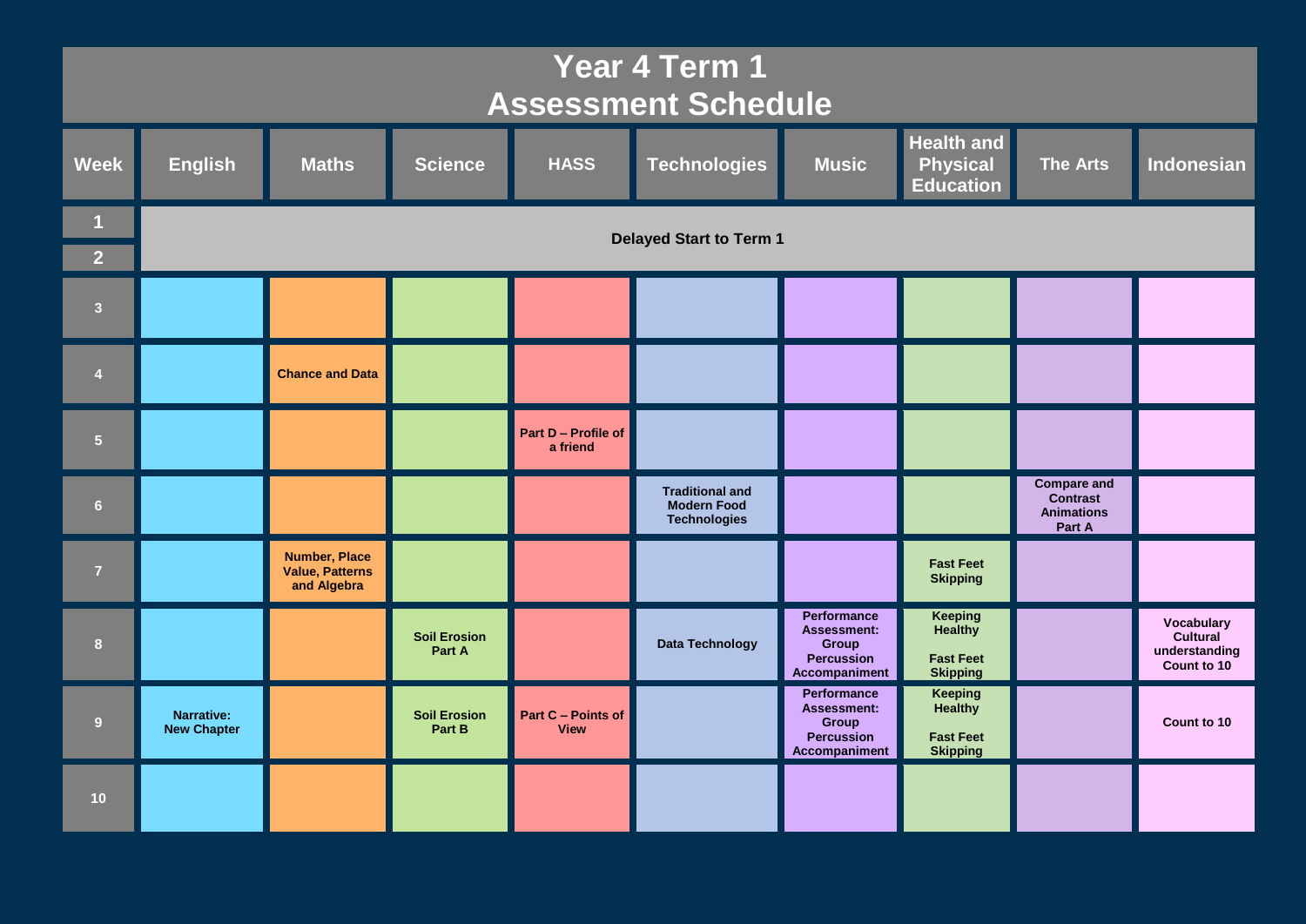# Year 4 Term 1
# Assessment Schedule

| Week | English | Maths | Science | HASS | Technologies | Music | Health and Physical Education | The Arts | Indonesian |
|---|---|---|---|---|---|---|---|---|---|
| 1 | Delayed Start to Term 1 | | | | | | | | |
| 2 | | | | | | | | | |
| 3 | | | | | | | | | |
| 4 | | Chance and Data | | | | | | | |
| 5 | | | | Part D – Profile of a friend | | | | | |
| 6 | | | | | Traditional and Modern Food Technologies | | | Compare and Contrast Animations Part A | |
| 7 | | Number, Place Value, Patterns and Algebra | | | | | Fast Feet Skipping | | |
| 8 | | | Soil Erosion Part A | | Data Technology | Performance Assessment: Group Percussion Accompaniment | Keeping Healthy<br><br>Fast Feet Skipping | | Vocabulary Cultural understanding Count to 10 |
| 9 | Narrative: New Chapter | | Soil Erosion Part B | Part C – Points of View | | Performance Assessment: Group Percussion Accompaniment | Keeping Healthy<br><br>Fast Feet Skipping | | Count to 10 |
| 10 | | | | | | | | | |